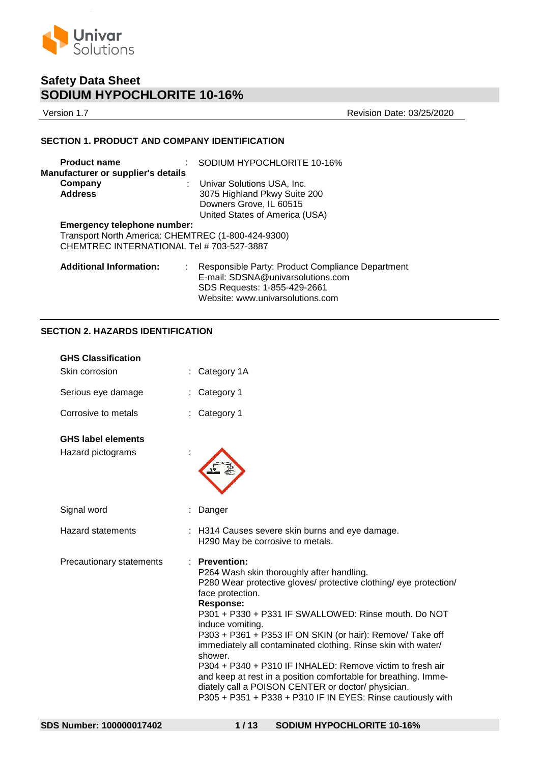# Safety Data Sheet
# SODIUM HYPOCHLORITE 10-16%

Version 1.7 Revision Date: 03/25/2020

## SECTION 1. PRODUCT AND COMPANY IDENTIFICATION

**Product name** : SODIUM HYPOCHLORITE 10-16%

**Manufacturer or supplier's details**

**Company** : Univar Solutions USA, Inc.

**Address** 3075 Highland Pkwy Suite 200
Downers Grove, IL 60515
United States of America (USA)

**Emergency telephone number:**
Transport North America: CHEMTREC (1-800-424-9300)
CHEMTREC INTERNATIONAL Tel # 703-527-3887

**Additional Information:** : Responsible Party: Product Compliance Department
E-mail: SDSNA@univarsolutions.com
SDS Requests: 1-855-429-2661
Website: www.univarsolutions.com

## SECTION 2. HAZARDS IDENTIFICATION

**GHS Classification**

Skin corrosion : Category 1A

Serious eye damage : Category 1

Corrosive to metals : Category 1

**GHS label elements**

Hazard pictograms :

Signal word : Danger

Hazard statements : H314 Causes severe skin burns and eye damage.
H290 May be corrosive to metals.

Precautionary statements : **Prevention:**
P264 Wash skin thoroughly after handling.
P280 Wear protective gloves/ protective clothing/ eye protection/ face protection.
**Response:**
P301 + P330 + P331 IF SWALLOWED: Rinse mouth. Do NOT induce vomiting.
P303 + P361 + P353 IF ON SKIN (or hair): Remove/ Take off immediately all contaminated clothing. Rinse skin with water/ shower.
P304 + P340 + P310 IF INHALED: Remove victim to fresh air and keep at rest in a position comfortable for breathing. Immediately call a POISON CENTER or doctor/ physician.
P305 + P351 + P338 + P310 IF IN EYES: Rinse cautiously with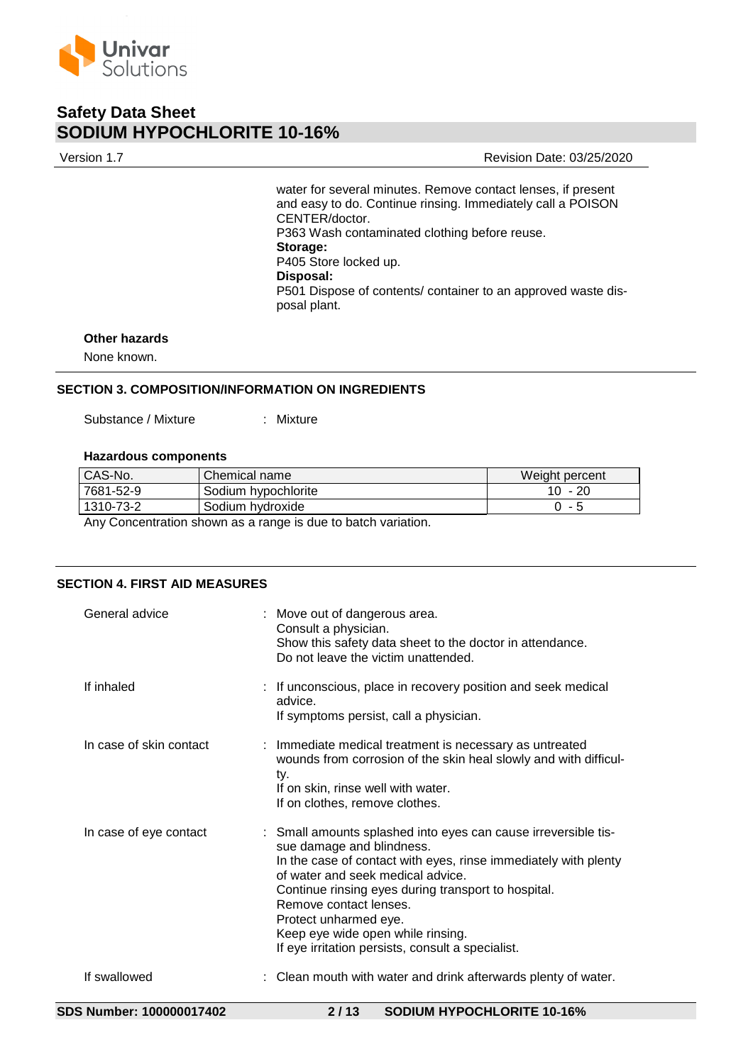water for several minutes. Remove contact lenses, if present and easy to do. Continue rinsing. Immediately call a POISON CENTER/doctor.
P363 Wash contaminated clothing before reuse.

**Storage:**

P405 Store locked up.

**Disposal:**

P501 Dispose of contents/ container to an approved waste disposal plant.

**Other hazards**

None known.

## SECTION 3. COMPOSITION/INFORMATION ON INGREDIENTS

Substance / Mixture : Mixture

**Hazardous components**

| CAS-No. | Chemical name | Weight percent |
|---|---|---|
| 7681-52-9 | Sodium hypochlorite | 10 - 20 |
| 1310-73-2 | Sodium hydroxide | 0 - 5 |

Any Concentration shown as a range is due to batch variation.

## SECTION 4. FIRST AID MEASURES

General advice : Move out of dangerous area.
Consult a physician.
Show this safety data sheet to the doctor in attendance.
Do not leave the victim unattended.

If inhaled : If unconscious, place in recovery position and seek medical advice.
If symptoms persist, call a physician.

In case of skin contact : Immediate medical treatment is necessary as untreated wounds from corrosion of the skin heal slowly and with difficulty.
If on skin, rinse well with water.
If on clothes, remove clothes.

In case of eye contact : Small amounts splashed into eyes can cause irreversible tissue damage and blindness.
In the case of contact with eyes, rinse immediately with plenty of water and seek medical advice.
Continue rinsing eyes during transport to hospital.
Remove contact lenses.
Protect unharmed eye.
Keep eye wide open while rinsing.
If eye irritation persists, consult a specialist.

If swallowed : Clean mouth with water and drink afterwards plenty of water.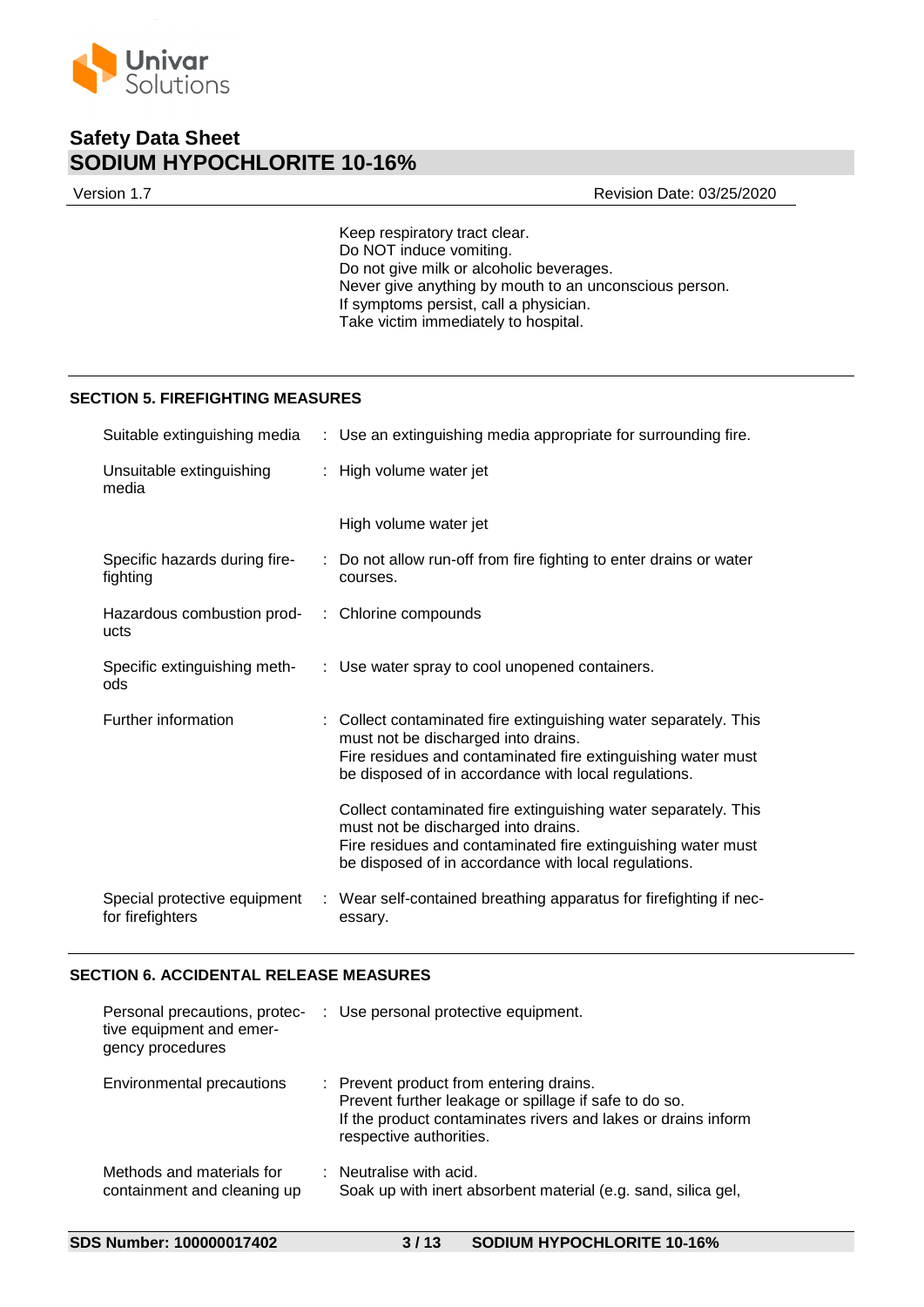Keep respiratory tract clear.
Do NOT induce vomiting.
Do not give milk or alcoholic beverages.
Never give anything by mouth to an unconscious person.
If symptoms persist, call a physician.
Take victim immediately to hospital.

## SECTION 5. FIREFIGHTING MEASURES

| | |
|---|---|
| Suitable extinguishing media | : Use an extinguishing media appropriate for surrounding fire. |
| Unsuitable extinguishing media | : High volume water jet<br><br>High volume water jet |
| Specific hazards during fire-fighting | : Do not allow run-off from fire fighting to enter drains or water courses. |
| Hazardous combustion products | : Chlorine compounds |
| Specific extinguishing methods | : Use water spray to cool unopened containers. |
| Further information | : Collect contaminated fire extinguishing water separately. This must not be discharged into drains.<br>Fire residues and contaminated fire extinguishing water must be disposed of in accordance with local regulations.<br><br>Collect contaminated fire extinguishing water separately. This must not be discharged into drains.<br>Fire residues and contaminated fire extinguishing water must be disposed of in accordance with local regulations. |
| Special protective equipment for firefighters | : Wear self-contained breathing apparatus for firefighting if necessary. |

## SECTION 6. ACCIDENTAL RELEASE MEASURES

| | |
|---|---|
| Personal precautions, protective equipment and emergency procedures | : Use personal protective equipment. |
| Environmental precautions | : Prevent product from entering drains.<br>Prevent further leakage or spillage if safe to do so.<br>If the product contaminates rivers and lakes or drains inform respective authorities. |
| Methods and materials for containment and cleaning up | : Neutralise with acid.<br>Soak up with inert absorbent material (e.g. sand, silica gel, |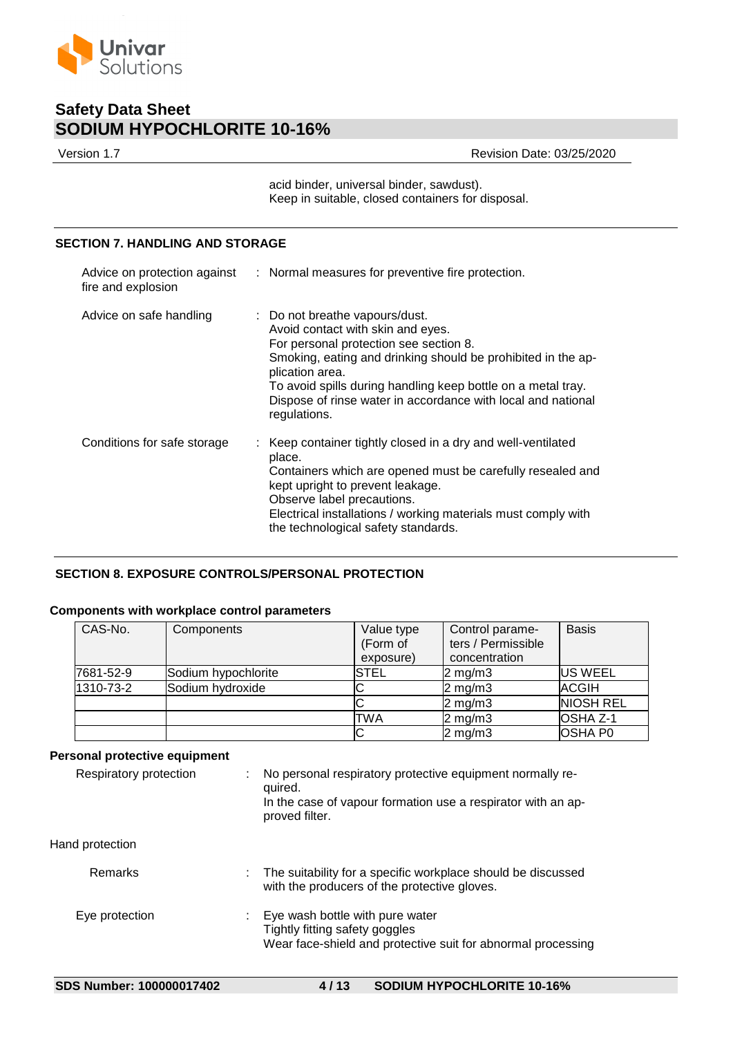acid binder, universal binder, sawdust).
Keep in suitable, closed containers for disposal.

## SECTION 7. HANDLING AND STORAGE

Advice on protection against fire and explosion : Normal measures for preventive fire protection.

Advice on safe handling : Do not breathe vapours/dust.
Avoid contact with skin and eyes.
For personal protection see section 8.
Smoking, eating and drinking should be prohibited in the application area.
To avoid spills during handling keep bottle on a metal tray.
Dispose of rinse water in accordance with local and national regulations.

Conditions for safe storage : Keep container tightly closed in a dry and well-ventilated place.
Containers which are opened must be carefully resealed and kept upright to prevent leakage.
Observe label precautions.
Electrical installations / working materials must comply with the technological safety standards.

## SECTION 8. EXPOSURE CONTROLS/PERSONAL PROTECTION

**Components with workplace control parameters**

| CAS-No. | Components | Value type (Form of exposure) | Control parameters / Permissible concentration | Basis |
|---|---|---|---|---|
| 7681-52-9 | Sodium hypochlorite | STEL | 2 mg/m3 | US WEEL |
| 1310-73-2 | Sodium hydroxide | C | 2 mg/m3 | ACGIH |
| | | C | 2 mg/m3 | NIOSH REL |
| | | TWA | 2 mg/m3 | OSHA Z-1 |
| | | C | 2 mg/m3 | OSHA P0 |

**Personal protective equipment**

Respiratory protection : No personal respiratory protective equipment normally required.
In the case of vapour formation use a respirator with an approved filter.

Hand protection

Remarks : The suitability for a specific workplace should be discussed with the producers of the protective gloves.

Eye protection : Eye wash bottle with pure water
Tightly fitting safety goggles
Wear face-shield and protective suit for abnormal processing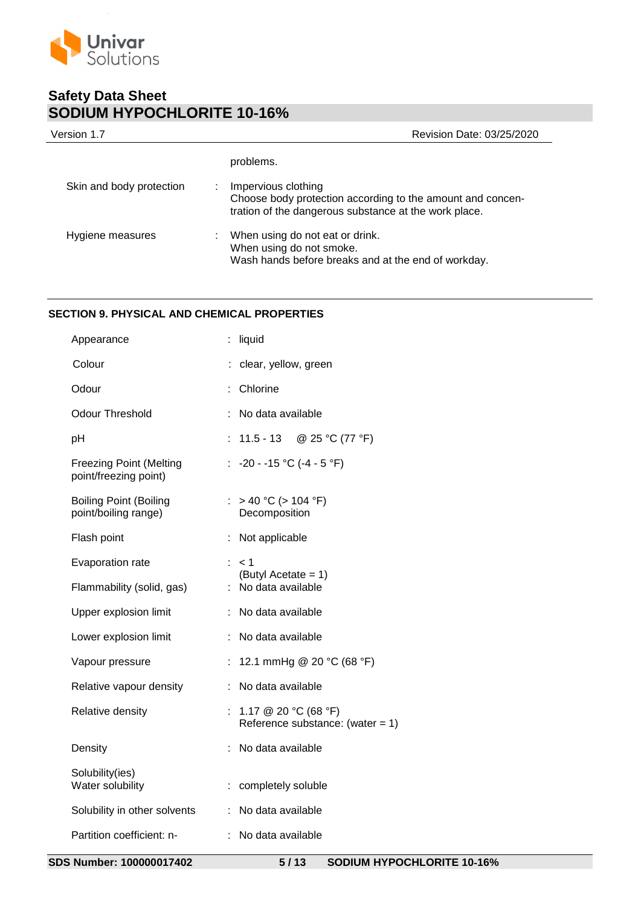problems.

| | |
|---|---|
| Skin and body protection | Impervious clothing<br>Choose body protection according to the amount and concentration of the dangerous substance at the work place. |
| Hygiene measures | When using do not eat or drink.<br>When using do not smoke.<br>Wash hands before breaks and at the end of workday. |

## SECTION 9. PHYSICAL AND CHEMICAL PROPERTIES

| | |
|---|---|
| Appearance | liquid |
| Colour | clear, yellow, green |
| Odour | Chlorine |
| Odour Threshold | No data available |
| pH | 11.5 - 13 @ 25 °C (77 °F) |
| Freezing Point (Melting point/freezing point) | -20 - -15 °C (-4 - 5 °F) |
| Boiling Point (Boiling point/boiling range) | > 40 °C (> 104 °F)<br>Decomposition |
| Flash point | Not applicable |
| Evaporation rate | < 1<br>(Butyl Acetate = 1) |
| Flammability (solid, gas) | No data available |
| Upper explosion limit | No data available |
| Lower explosion limit | No data available |
| Vapour pressure | 12.1 mmHg @ 20 °C (68 °F) |
| Relative vapour density | No data available |
| Relative density | 1.17 @ 20 °C (68 °F)<br>Reference substance: (water = 1) |
| Density | No data available |
| Solubility(ies)<br>Water solubility | completely soluble |
| Solubility in other solvents | No data available |
| Partition coefficient: n- | No data available |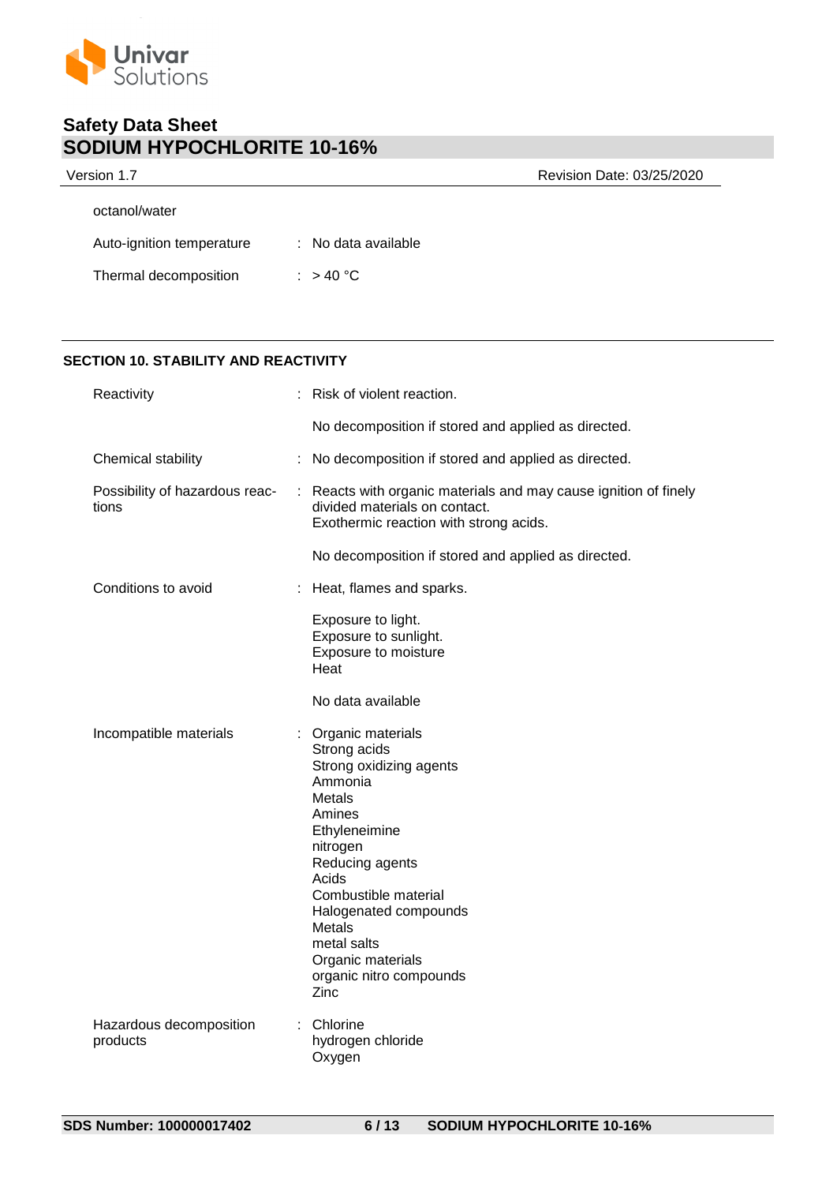octanol/water

| | | |
|---|---|---|
| Auto-ignition temperature | : | No data available |
| Thermal decomposition | : | > 40 °C |

## SECTION 10. STABILITY AND REACTIVITY

| | | |
|---|---|---|
| Reactivity | : | Risk of violent reaction.<br><br>No decomposition if stored and applied as directed. |
| Chemical stability | : | No decomposition if stored and applied as directed. |
| Possibility of hazardous reactions | : | Reacts with organic materials and may cause ignition of finely divided materials on contact.<br>Exothermic reaction with strong acids.<br><br>No decomposition if stored and applied as directed. |
| Conditions to avoid | : | Heat, flames and sparks.<br><br>Exposure to light.<br>Exposure to sunlight.<br>Exposure to moisture<br>Heat<br><br>No data available |
| Incompatible materials | : | Organic materials<br>Strong acids<br>Strong oxidizing agents<br>Ammonia<br>Metals<br>Amines<br>Ethyleneimine<br>nitrogen<br>Reducing agents<br>Acids<br>Combustible material<br>Halogenated compounds<br>Metals<br>metal salts<br>Organic materials<br>organic nitro compounds<br>Zinc |
| Hazardous decomposition products | : | Chlorine<br>hydrogen chloride<br>Oxygen |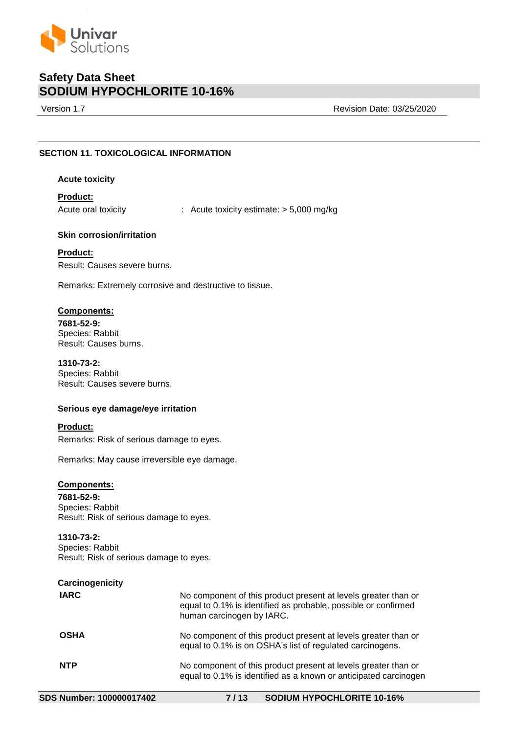## SECTION 11. TOXICOLOGICAL INFORMATION

### Acute toxicity

**Product:**

Acute oral toxicity : Acute toxicity estimate: > 5,000 mg/kg

### Skin corrosion/irritation

**Product:**

Result: Causes severe burns.

Remarks: Extremely corrosive and destructive to tissue.

**Components:**

**7681-52-9:**
Species: Rabbit
Result: Causes burns.

**1310-73-2:**
Species: Rabbit
Result: Causes severe burns.

### Serious eye damage/eye irritation

**Product:**

Remarks: Risk of serious damage to eyes.

Remarks: May cause irreversible eye damage.

**Components:**

**7681-52-9:**
Species: Rabbit
Result: Risk of serious damage to eyes.

**1310-73-2:**
Species: Rabbit
Result: Risk of serious damage to eyes.

### Carcinogenicity

| | |
|---|---|
| **IARC** | No component of this product present at levels greater than or equal to 0.1% is identified as probable, possible or confirmed human carcinogen by IARC. |
| **OSHA** | No component of this product present at levels greater than or equal to 0.1% is on OSHA's list of regulated carcinogens. |
| **NTP** | No component of this product present at levels greater than or equal to 0.1% is identified as a known or anticipated carcinogen |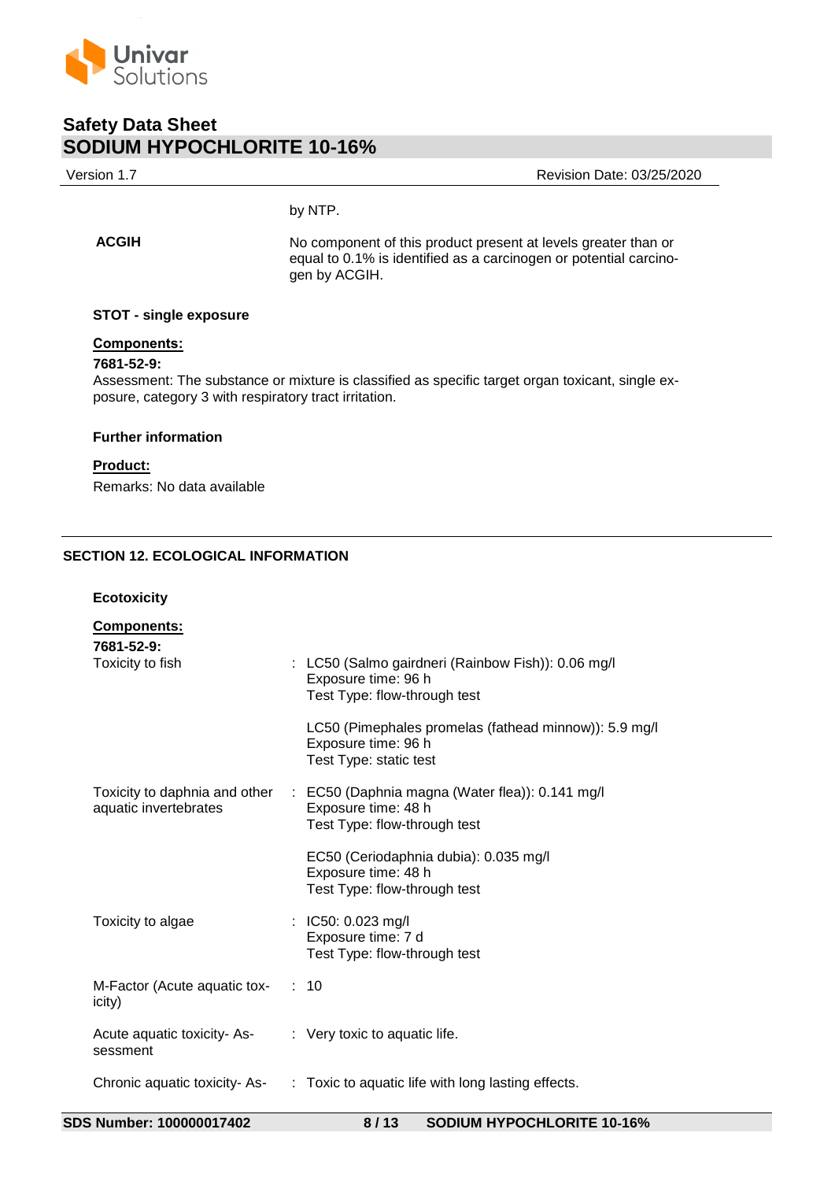by NTP.

**ACGIH**

No component of this product present at levels greater than or equal to 0.1% is identified as a carcinogen or potential carcinogen by ACGIH.

**STOT - single exposure**

**Components:**

**7681-52-9:**

Assessment: The substance or mixture is classified as specific target organ toxicant, single exposure, category 3 with respiratory tract irritation.

**Further information**

**Product:**

Remarks: No data available

## SECTION 12. ECOLOGICAL INFORMATION

**Ecotoxicity**

**Components:**

**7681-52-9:**

Toxicity to fish : LC50 (Salmo gairdneri (Rainbow Fish)): 0.06 mg/l
Exposure time: 96 h
Test Type: flow-through test

LC50 (Pimephales promelas (fathead minnow)): 5.9 mg/l
Exposure time: 96 h
Test Type: static test

Toxicity to daphnia and other aquatic invertebrates : EC50 (Daphnia magna (Water flea)): 0.141 mg/l
Exposure time: 48 h
Test Type: flow-through test

EC50 (Ceriodaphnia dubia): 0.035 mg/l
Exposure time: 48 h
Test Type: flow-through test

Toxicity to algae : IC50: 0.023 mg/l
Exposure time: 7 d
Test Type: flow-through test

M-Factor (Acute aquatic toxicity) : 10

Acute aquatic toxicity- Assessment : Very toxic to aquatic life.

Chronic aquatic toxicity- As- : Toxic to aquatic life with long lasting effects.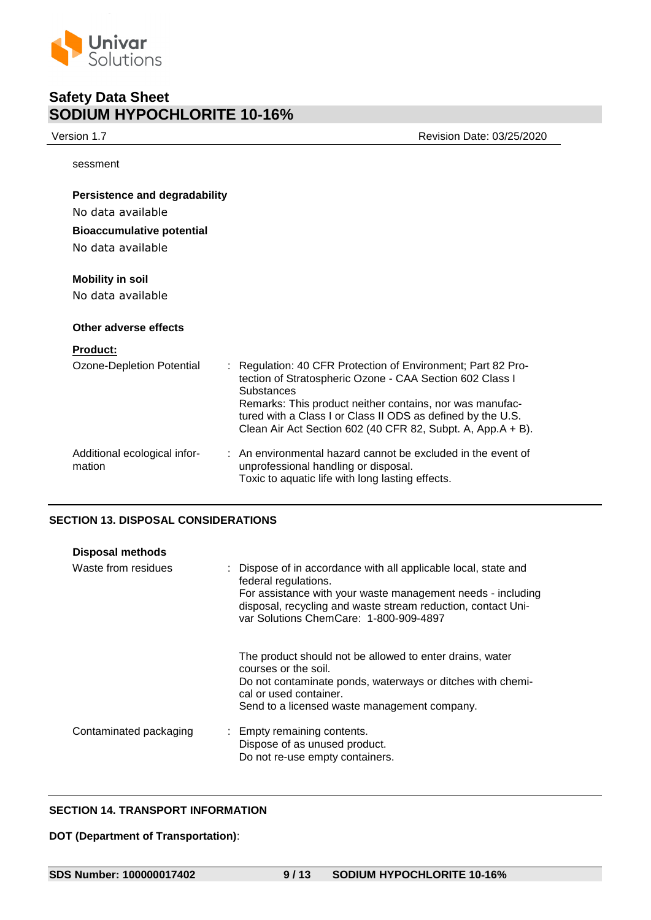sessment

**Persistence and degradability**

No data available

**Bioaccumulative potential**

No data available

**Mobility in soil**

No data available

**Other adverse effects**

**Product:**

| | |
|---|---|
| Ozone-Depletion Potential | : Regulation: 40 CFR Protection of Environment; Part 82 Protection of Stratospheric Ozone - CAA Section 602 Class I Substances<br>Remarks: This product neither contains, nor was manufactured with a Class I or Class II ODS as defined by the U.S. Clean Air Act Section 602 (40 CFR 82, Subpt. A, App.A + B). |
| Additional ecological information | : An environmental hazard cannot be excluded in the event of unprofessional handling or disposal.<br>Toxic to aquatic life with long lasting effects. |

## SECTION 13. DISPOSAL CONSIDERATIONS

**Disposal methods**

| | |
|---|---|
| Waste from residues | : Dispose of in accordance with all applicable local, state and federal regulations.<br>For assistance with your waste management needs - including disposal, recycling and waste stream reduction, contact Univar Solutions ChemCare: 1-800-909-4897<br><br>The product should not be allowed to enter drains, water courses or the soil.<br>Do not contaminate ponds, waterways or ditches with chemical or used container.<br>Send to a licensed waste management company. |
| Contaminated packaging | : Empty remaining contents.<br>Dispose of as unused product.<br>Do not re-use empty containers. |

## SECTION 14. TRANSPORT INFORMATION

**DOT (Department of Transportation)**: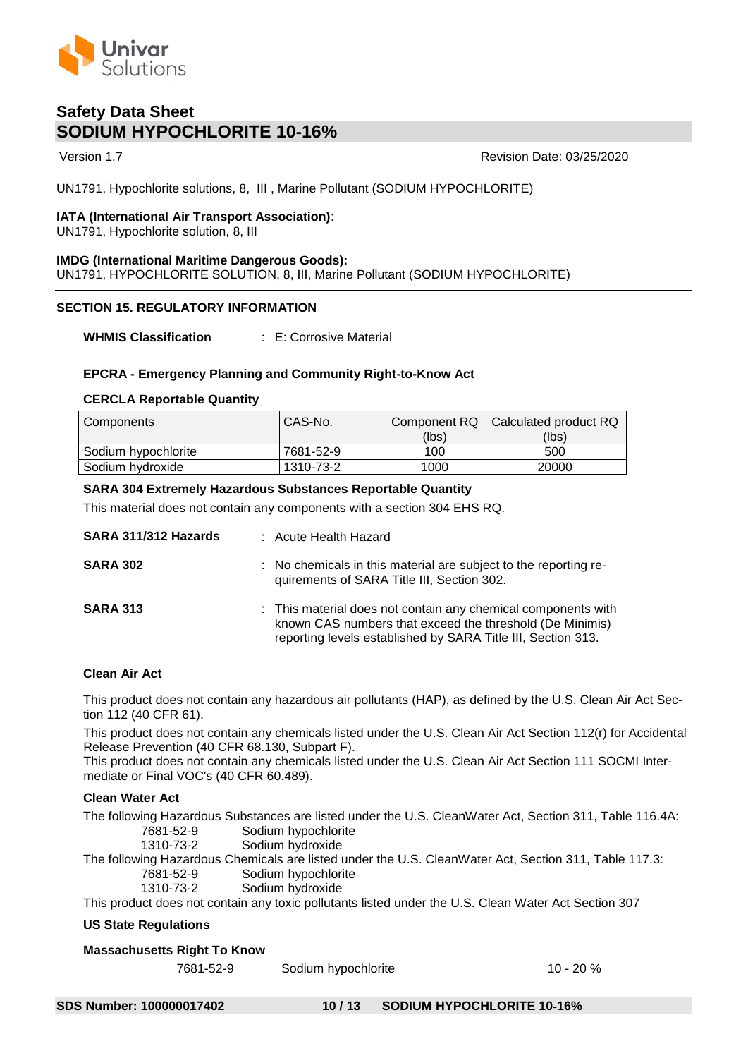UN1791, Hypochlorite solutions, 8, III , Marine Pollutant (SODIUM HYPOCHLORITE)

**IATA (International Air Transport Association)**:
UN1791, Hypochlorite solution, 8, III

**IMDG (International Maritime Dangerous Goods):**
UN1791, HYPOCHLORITE SOLUTION, 8, III, Marine Pollutant (SODIUM HYPOCHLORITE)

## SECTION 15. REGULATORY INFORMATION

**WHMIS Classification** : E: Corrosive Material

**EPCRA - Emergency Planning and Community Right-to-Know Act**

**CERCLA Reportable Quantity**

| Components | CAS-No. | Component RQ (lbs) | Calculated product RQ (lbs) |
|---|---|---|---|
| Sodium hypochlorite | 7681-52-9 | 100 | 500 |
| Sodium hydroxide | 1310-73-2 | 1000 | 20000 |

**SARA 304 Extremely Hazardous Substances Reportable Quantity**

This material does not contain any components with a section 304 EHS RQ.

**SARA 311/312 Hazards** : Acute Health Hazard

**SARA 302** : No chemicals in this material are subject to the reporting requirements of SARA Title III, Section 302.

**SARA 313** : This material does not contain any chemical components with known CAS numbers that exceed the threshold (De Minimis) reporting levels established by SARA Title III, Section 313.

**Clean Air Act**

This product does not contain any hazardous air pollutants (HAP), as defined by the U.S. Clean Air Act Section 112 (40 CFR 61).

This product does not contain any chemicals listed under the U.S. Clean Air Act Section 112(r) for Accidental Release Prevention (40 CFR 68.130, Subpart F).
This product does not contain any chemicals listed under the U.S. Clean Air Act Section 111 SOCMI Intermediate or Final VOC's (40 CFR 60.489).

**Clean Water Act**

The following Hazardous Substances are listed under the U.S. CleanWater Act, Section 311, Table 116.4A:
7681-52-9 Sodium hypochlorite
1310-73-2 Sodium hydroxide
The following Hazardous Chemicals are listed under the U.S. CleanWater Act, Section 311, Table 117.3:
7681-52-9 Sodium hypochlorite
1310-73-2 Sodium hydroxide
This product does not contain any toxic pollutants listed under the U.S. Clean Water Act Section 307

**US State Regulations**

**Massachusetts Right To Know**

| | | |
|---|---|---|
| 7681-52-9 | Sodium hypochlorite | 10 - 20 % |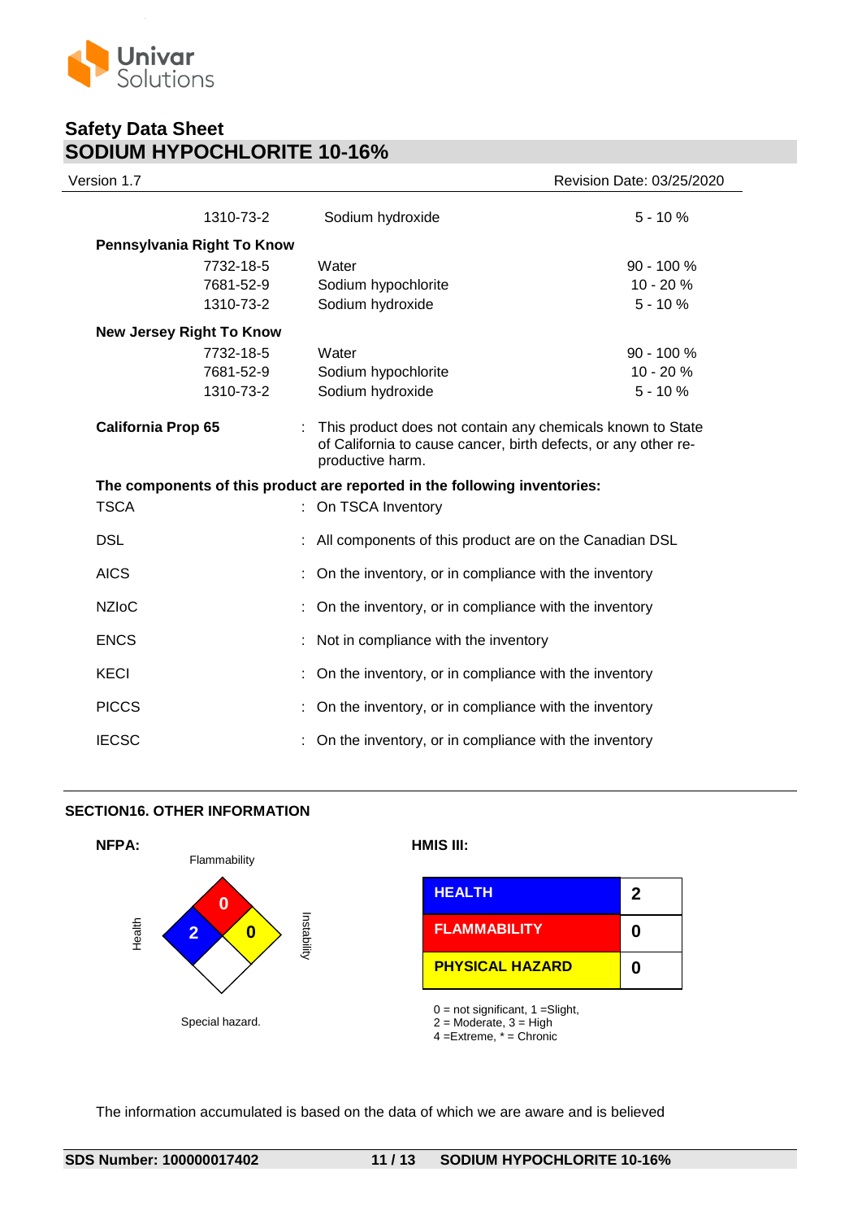| | | |
|---|---|---|
| 1310-73-2 | Sodium hydroxide | 5 - 10 % |

**Pennsylvania Right To Know**

| | | |
|---|---|---|
| 7732-18-5 | Water | 90 - 100 % |
| 7681-52-9 | Sodium hypochlorite | 10 - 20 % |
| 1310-73-2 | Sodium hydroxide | 5 - 10 % |

**New Jersey Right To Know**

| | | |
|---|---|---|
| 7732-18-5 | Water | 90 - 100 % |
| 7681-52-9 | Sodium hypochlorite | 10 - 20 % |
| 1310-73-2 | Sodium hydroxide | 5 - 10 % |

**California Prop 65** : This product does not contain any chemicals known to State of California to cause cancer, birth defects, or any other reproductive harm.

**The components of this product are reported in the following inventories:**

TSCA : On TSCA Inventory

DSL : All components of this product are on the Canadian DSL

AICS : On the inventory, or in compliance with the inventory

NZIoC : On the inventory, or in compliance with the inventory

ENCS : Not in compliance with the inventory

KECI : On the inventory, or in compliance with the inventory

PICCS : On the inventory, or in compliance with the inventory

IECSC : On the inventory, or in compliance with the inventory

## SECTION16. OTHER INFORMATION

**NFPA:**

Flammability: 0
Health: 2
Instability: 0
Special hazard.

**HMIS III:**

| | |
|---|---|
| HEALTH | 2 |
| FLAMMABILITY | 0 |
| PHYSICAL HAZARD | 0 |

0 = not significant, 1 =Slight,
2 = Moderate, 3 = High
4 =Extreme, * = Chronic

The information accumulated is based on the data of which we are aware and is believed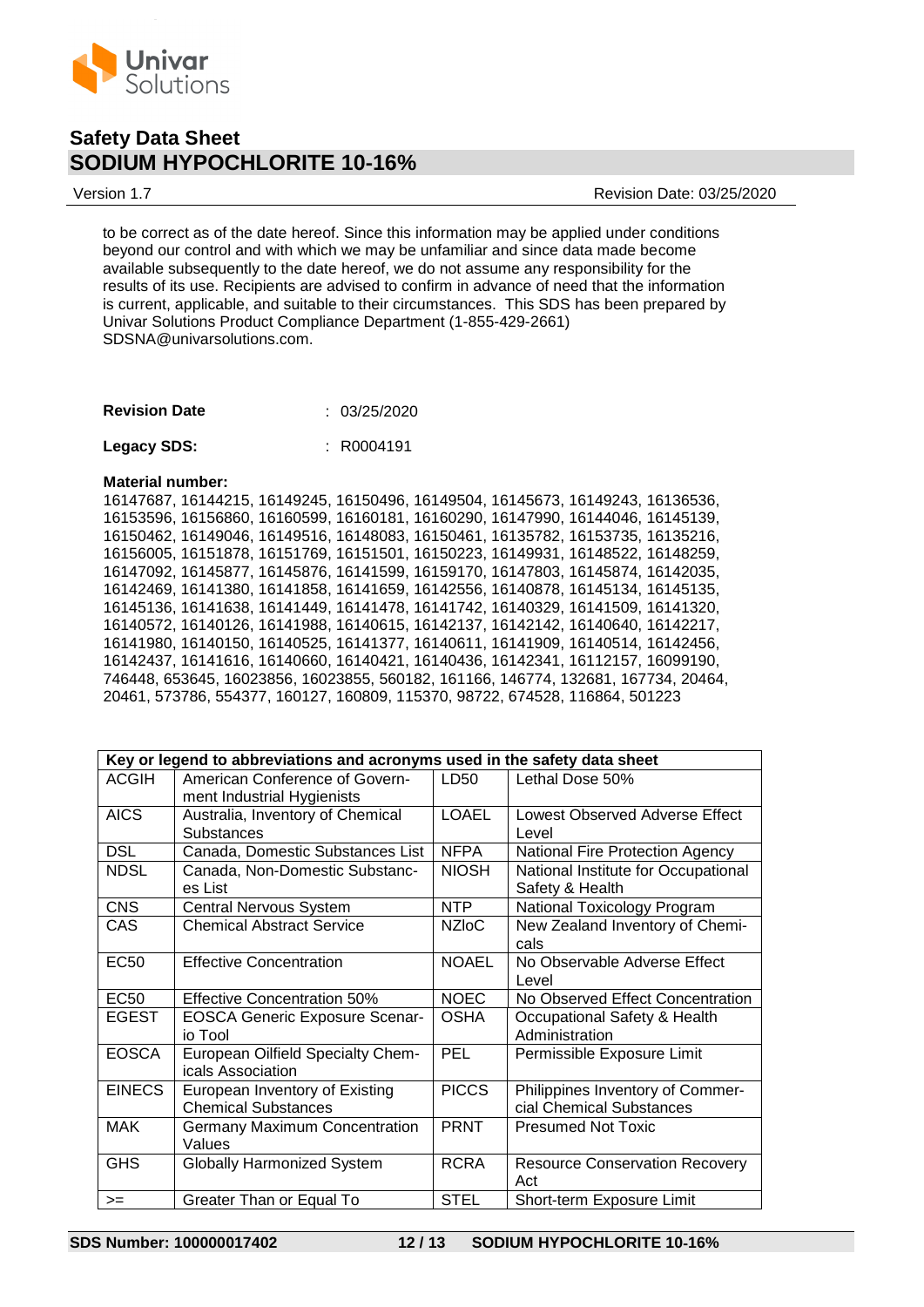to be correct as of the date hereof. Since this information may be applied under conditions beyond our control and with which we may be unfamiliar and since data made become available subsequently to the date hereof, we do not assume any responsibility for the results of its use. Recipients are advised to confirm in advance of need that the information is current, applicable, and suitable to their circumstances. This SDS has been prepared by Univar Solutions Product Compliance Department (1-855-429-2661) SDSNA@univarsolutions.com.

**Revision Date** : 03/25/2020

**Legacy SDS:** : R0004191

**Material number:**

16147687, 16144215, 16149245, 16150496, 16149504, 16145673, 16149243, 16136536, 16153596, 16156860, 16160599, 16160181, 16160290, 16147990, 16144046, 16145139, 16150462, 16149046, 16149516, 16148083, 16150461, 16135782, 16153735, 16135216, 16156005, 16151878, 16151769, 16151501, 16150223, 16149931, 16148522, 16148259, 16147092, 16145877, 16145876, 16141599, 16159170, 16147803, 16145874, 16142035, 16142469, 16141380, 16141858, 16141659, 16142556, 16140878, 16145134, 16145135, 16145136, 16141638, 16141449, 16141478, 16141742, 16140329, 16141509, 16141320, 16140572, 16140126, 16141988, 16140615, 16142137, 16142142, 16140640, 16142217, 16141980, 16140150, 16140525, 16141377, 16140611, 16141909, 16140514, 16142456, 16142437, 16141616, 16140660, 16140421, 16140436, 16142341, 16112157, 16099190, 746448, 653645, 16023856, 16023855, 560182, 161166, 146774, 132681, 167734, 20464, 20461, 573786, 554377, 160127, 160809, 115370, 98722, 674528, 116864, 501223

| Key or legend to abbreviations and acronyms used in the safety data sheet | | | |
|---|---|---|---|
| ACGIH | American Conference of Government Industrial Hygienists | LD50 | Lethal Dose 50% |
| AICS | Australia, Inventory of Chemical Substances | LOAEL | Lowest Observed Adverse Effect Level |
| DSL | Canada, Domestic Substances List | NFPA | National Fire Protection Agency |
| NDSL | Canada, Non-Domestic Substances List | NIOSH | National Institute for Occupational Safety & Health |
| CNS | Central Nervous System | NTP | National Toxicology Program |
| CAS | Chemical Abstract Service | NZIoC | New Zealand Inventory of Chemicals |
| EC50 | Effective Concentration | NOAEL | No Observable Adverse Effect Level |
| EC50 | Effective Concentration 50% | NOEC | No Observed Effect Concentration |
| EGEST | EOSCA Generic Exposure Scenario Tool | OSHA | Occupational Safety & Health Administration |
| EOSCA | European Oilfield Specialty Chemicals Association | PEL | Permissible Exposure Limit |
| EINECS | European Inventory of Existing Chemical Substances | PICCS | Philippines Inventory of Commercial Chemical Substances |
| MAK | Germany Maximum Concentration Values | PRNT | Presumed Not Toxic |
| GHS | Globally Harmonized System | RCRA | Resource Conservation Recovery Act |
| >= | Greater Than or Equal To | STEL | Short-term Exposure Limit |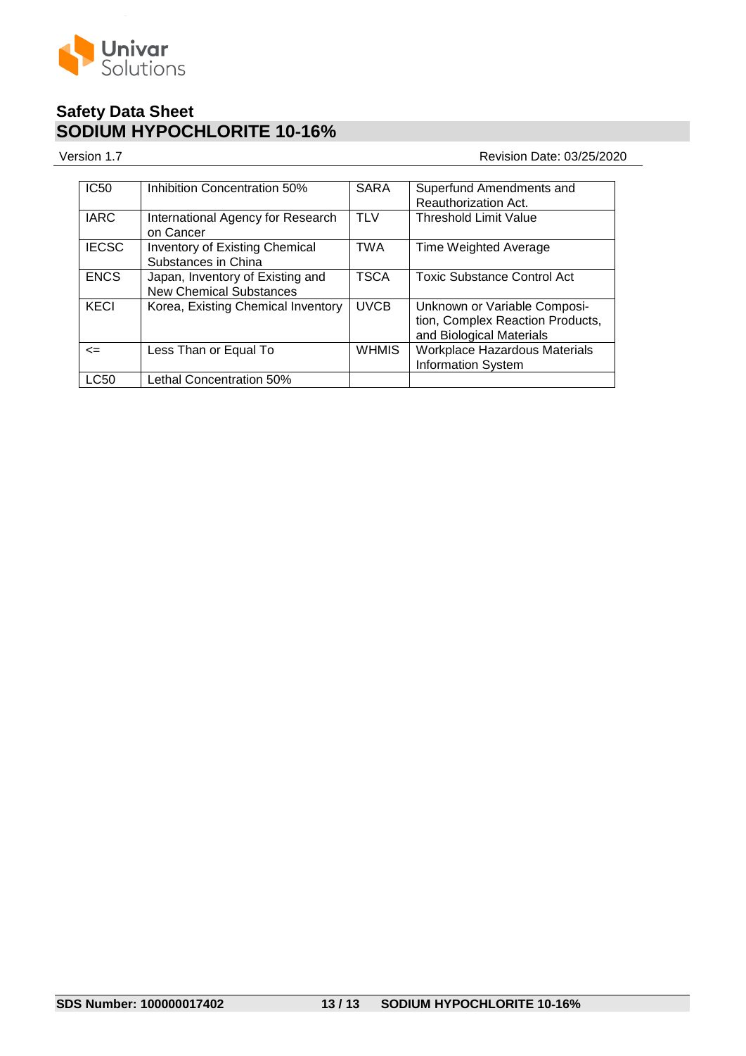| | | | |
|---|---|---|---|
| IC50 | Inhibition Concentration 50% | SARA | Superfund Amendments and Reauthorization Act. |
| IARC | International Agency for Research on Cancer | TLV | Threshold Limit Value |
| IECSC | Inventory of Existing Chemical Substances in China | TWA | Time Weighted Average |
| ENCS | Japan, Inventory of Existing and New Chemical Substances | TSCA | Toxic Substance Control Act |
| KECI | Korea, Existing Chemical Inventory | UVCB | Unknown or Variable Composition, Complex Reaction Products, and Biological Materials |
| <= | Less Than or Equal To | WHMIS | Workplace Hazardous Materials Information System |
| LC50 | Lethal Concentration 50% | | |